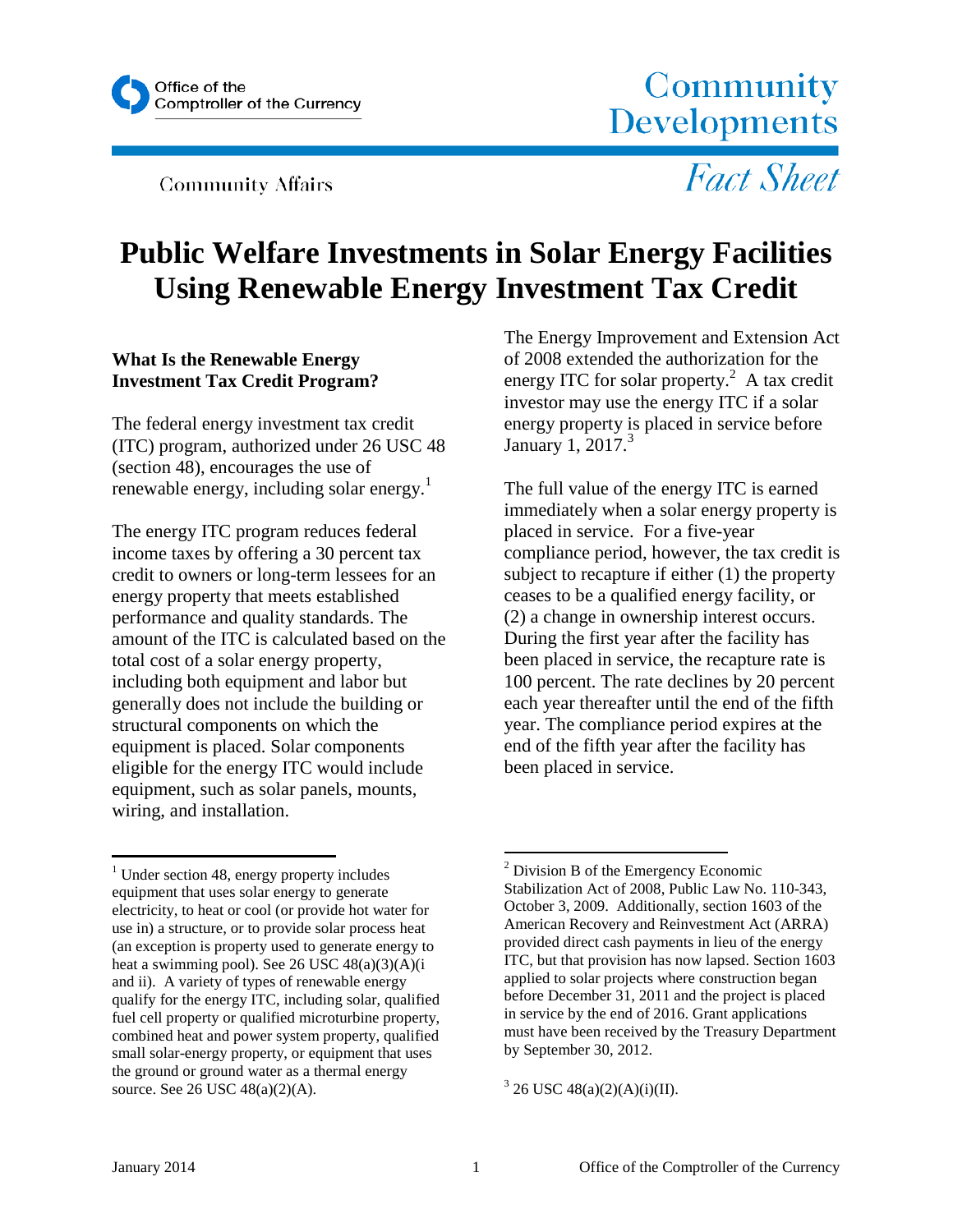Office of the Comptroller of the Currency

# Community Developments

Community Affairs

*Fact Sheet*

# Public Welfare Investments in Solar Energy Facilities Using Renewable Energy Investment Tax Credit

### What Is the Renewable Energy Investment Tax Credit Program?

The federal energy investment tax credit (ITC) program, authorized under 26 USC 48 (section 48), encourages the use of renewable energy, including solar energy.[1]

The energy ITC program reduces federal income taxes by offering a 30 percent tax credit to owners or long-term lessees for an energy property that meets established performance and quality standards. The amount of the ITC is calculated based on the total cost of a solar energy property, including both equipment and labor but generally does not include the building or structural components on which the equipment is placed. Solar components eligible for the energy ITC would include equipment, such as solar panels, mounts, wiring, and installation.

The Energy Improvement and Extension Act of 2008 extended the authorization for the energy ITC for solar property.[2] A tax credit investor may use the energy ITC if a solar energy property is placed in service before January 1, 2017.[3]

The full value of the energy ITC is earned immediately when a solar energy property is placed in service. For a five-year compliance period, however, the tax credit is subject to recapture if either (1) the property ceases to be a qualified energy facility, or (2) a change in ownership interest occurs. During the first year after the facility has been placed in service, the recapture rate is 100 percent. The rate declines by 20 percent each year thereafter until the end of the fifth year. The compliance period expires at the end of the fifth year after the facility has been placed in service.

---

[1] Under section 48, energy property includes equipment that uses solar energy to generate electricity, to heat or cool (or provide hot water for use in) a structure, or to provide solar process heat (an exception is property used to generate energy to heat a swimming pool). See 26 USC 48(a)(3)(A)(i and ii). A variety of types of renewable energy qualify for the energy ITC, including solar, qualified fuel cell property or qualified microturbine property, combined heat and power system property, qualified small solar-energy property, or equipment that uses the ground or ground water as a thermal energy source. See 26 USC 48(a)(2)(A).

[2] Division B of the Emergency Economic Stabilization Act of 2008, Public Law No. 110-343, October 3, 2009. Additionally, section 1603 of the American Recovery and Reinvestment Act (ARRA) provided direct cash payments in lieu of the energy ITC, but that provision has now lapsed. Section 1603 applied to solar projects where construction began before December 31, 2011 and the project is placed in service by the end of 2016. Grant applications must have been received by the Treasury Department by September 30, 2012.

[3] 26 USC 48(a)(2)(A)(i)(II).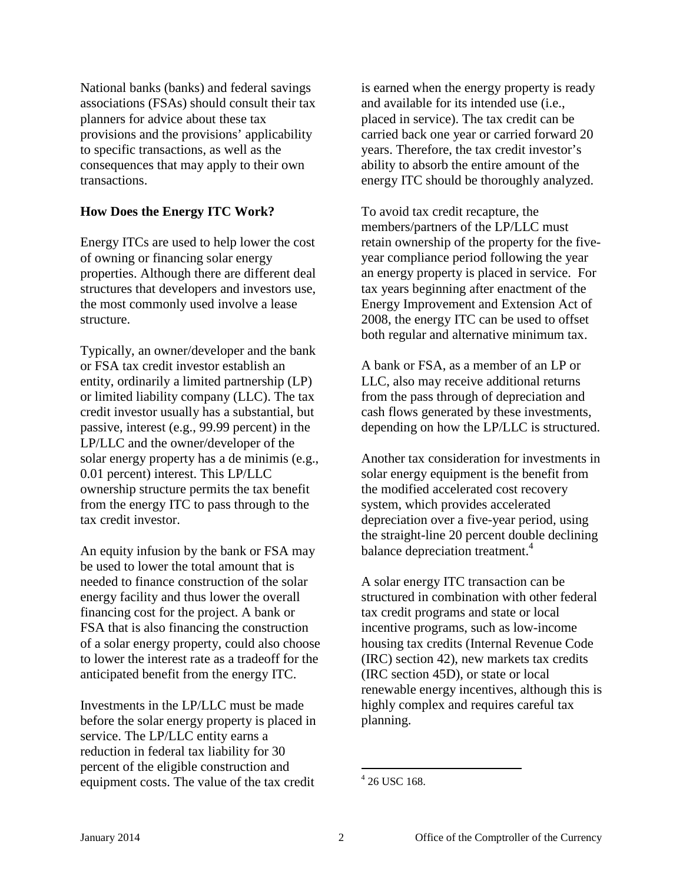National banks (banks) and federal savings associations (FSAs) should consult their tax planners for advice about these tax provisions and the provisions' applicability to specific transactions, as well as the consequences that may apply to their own transactions.

## How Does the Energy ITC Work?

Energy ITCs are used to help lower the cost of owning or financing solar energy properties. Although there are different deal structures that developers and investors use, the most commonly used involve a lease structure.

Typically, an owner/developer and the bank or FSA tax credit investor establish an entity, ordinarily a limited partnership (LP) or limited liability company (LLC). The tax credit investor usually has a substantial, but passive, interest (e.g., 99.99 percent) in the LP/LLC and the owner/developer of the solar energy property has a de minimis (e.g., 0.01 percent) interest. This LP/LLC ownership structure permits the tax benefit from the energy ITC to pass through to the tax credit investor.

An equity infusion by the bank or FSA may be used to lower the total amount that is needed to finance construction of the solar energy facility and thus lower the overall financing cost for the project. A bank or FSA that is also financing the construction of a solar energy property, could also choose to lower the interest rate as a tradeoff for the anticipated benefit from the energy ITC.

Investments in the LP/LLC must be made before the solar energy property is placed in service. The LP/LLC entity earns a reduction in federal tax liability for 30 percent of the eligible construction and equipment costs. The value of the tax credit is earned when the energy property is ready and available for its intended use (i.e., placed in service). The tax credit can be carried back one year or carried forward 20 years. Therefore, the tax credit investor's ability to absorb the entire amount of the energy ITC should be thoroughly analyzed.

To avoid tax credit recapture, the members/partners of the LP/LLC must retain ownership of the property for the five-year compliance period following the year an energy property is placed in service. For tax years beginning after enactment of the Energy Improvement and Extension Act of 2008, the energy ITC can be used to offset both regular and alternative minimum tax.

A bank or FSA, as a member of an LP or LLC, also may receive additional returns from the pass through of depreciation and cash flows generated by these investments, depending on how the LP/LLC is structured.

Another tax consideration for investments in solar energy equipment is the benefit from the modified accelerated cost recovery system, which provides accelerated depreciation over a five-year period, using the straight-line 20 percent double declining balance depreciation treatment.[4]

A solar energy ITC transaction can be structured in combination with other federal tax credit programs and state or local incentive programs, such as low-income housing tax credits (Internal Revenue Code (IRC) section 42), new markets tax credits (IRC section 45D), or state or local renewable energy incentives, although this is highly complex and requires careful tax planning.

---

[4] 26 USC 168.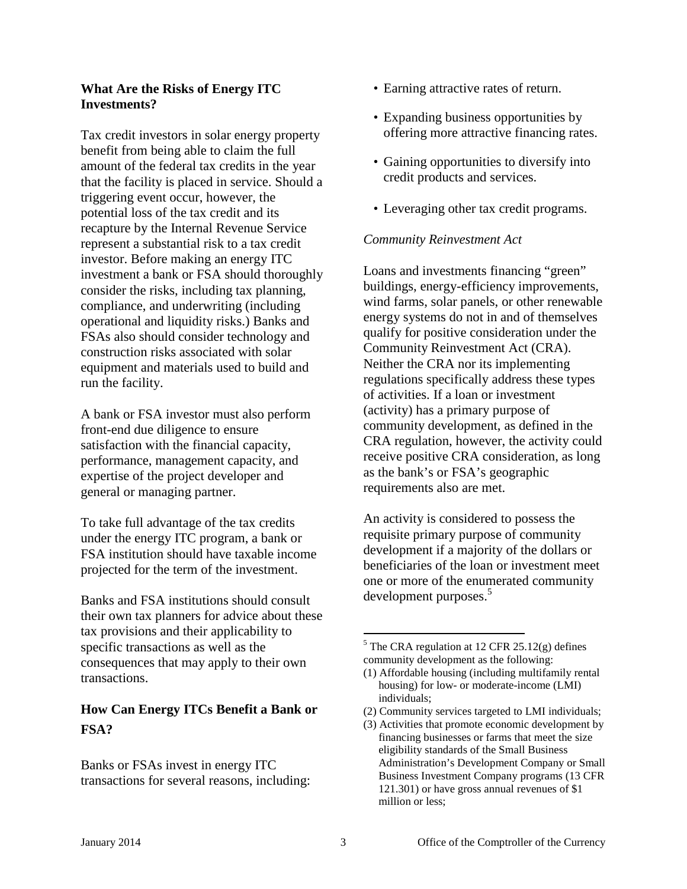## What Are the Risks of Energy ITC Investments?

Tax credit investors in solar energy property benefit from being able to claim the full amount of the federal tax credits in the year that the facility is placed in service. Should a triggering event occur, however, the potential loss of the tax credit and its recapture by the Internal Revenue Service represent a substantial risk to a tax credit investor. Before making an energy ITC investment a bank or FSA should thoroughly consider the risks, including tax planning, compliance, and underwriting (including operational and liquidity risks.) Banks and FSAs also should consider technology and construction risks associated with solar equipment and materials used to build and run the facility.

A bank or FSA investor must also perform front-end due diligence to ensure satisfaction with the financial capacity, performance, management capacity, and expertise of the project developer and general or managing partner.

To take full advantage of the tax credits under the energy ITC program, a bank or FSA institution should have taxable income projected for the term of the investment.

Banks and FSA institutions should consult their own tax planners for advice about these tax provisions and their applicability to specific transactions as well as the consequences that may apply to their own transactions.

## How Can Energy ITCs Benefit a Bank or FSA?

Banks or FSAs invest in energy ITC transactions for several reasons, including:

- Earning attractive rates of return.
- Expanding business opportunities by offering more attractive financing rates.
- Gaining opportunities to diversify into credit products and services.
- Leveraging other tax credit programs.

*Community Reinvestment Act*

Loans and investments financing "green" buildings, energy-efficiency improvements, wind farms, solar panels, or other renewable energy systems do not in and of themselves qualify for positive consideration under the Community Reinvestment Act (CRA). Neither the CRA nor its implementing regulations specifically address these types of activities. If a loan or investment (activity) has a primary purpose of community development, as defined in the CRA regulation, however, the activity could receive positive CRA consideration, as long as the bank's or FSA's geographic requirements also are met.

An activity is considered to possess the requisite primary purpose of community development if a majority of the dollars or beneficiaries of the loan or investment meet one or more of the enumerated community development purposes.[5]

---

[5] The CRA regulation at 12 CFR 25.12(g) defines community development as the following:

(1) Affordable housing (including multifamily rental housing) for low- or moderate-income (LMI) individuals;

(2) Community services targeted to LMI individuals;

(3) Activities that promote economic development by financing businesses or farms that meet the size eligibility standards of the Small Business Administration's Development Company or Small Business Investment Company programs (13 CFR 121.301) or have gross annual revenues of $1 million or less;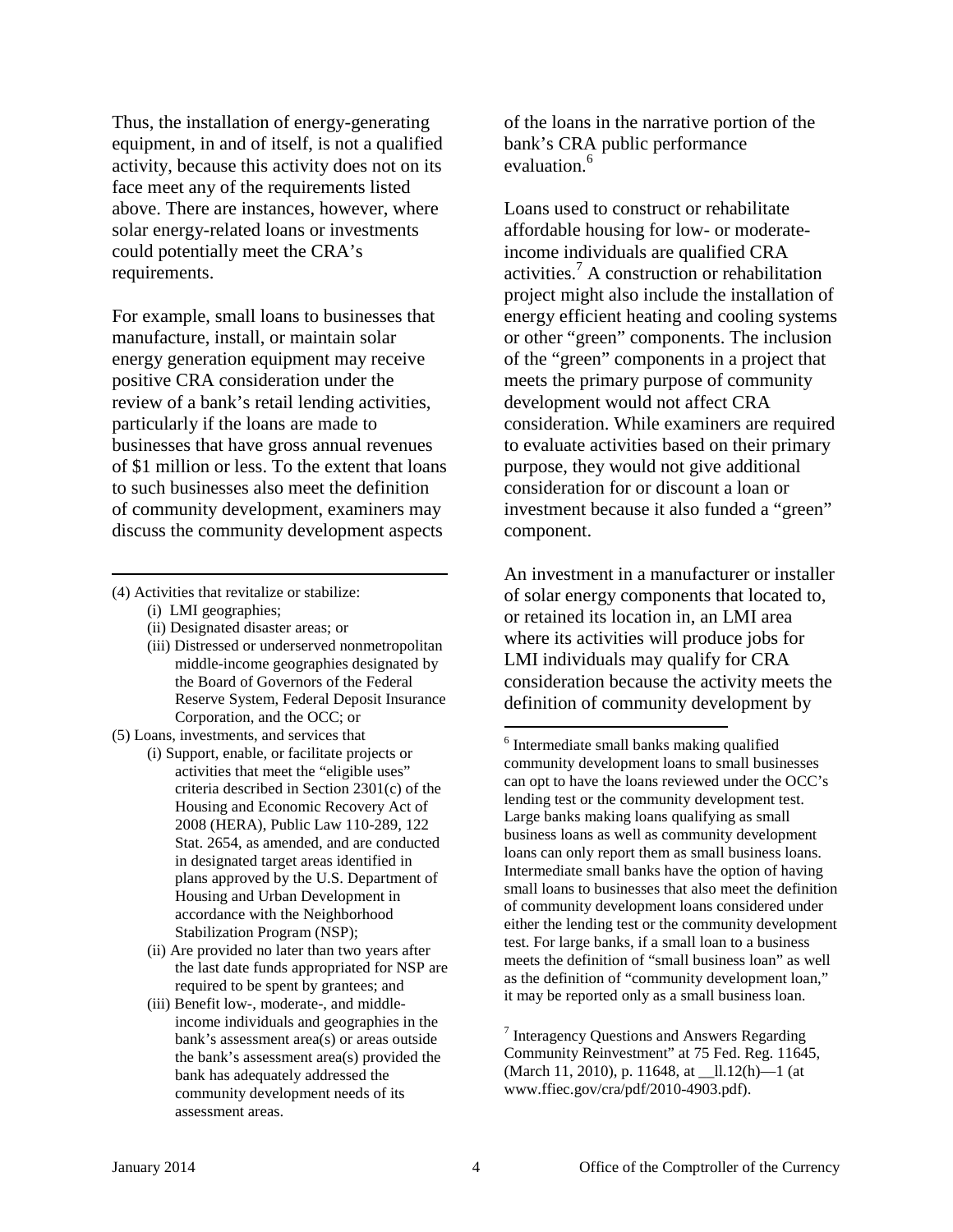Thus, the installation of energy-generating equipment, in and of itself, is not a qualified activity, because this activity does not on its face meet any of the requirements listed above. There are instances, however, where solar energy-related loans or investments could potentially meet the CRA's requirements.

For example, small loans to businesses that manufacture, install, or maintain solar energy generation equipment may receive positive CRA consideration under the review of a bank's retail lending activities, particularly if the loans are made to businesses that have gross annual revenues of $1 million or less. To the extent that loans to such businesses also meet the definition of community development, examiners may discuss the community development aspects of the loans in the narrative portion of the bank's CRA public performance evaluation.[6]

Loans used to construct or rehabilitate affordable housing for low- or moderate-income individuals are qualified CRA activities.[7] A construction or rehabilitation project might also include the installation of energy efficient heating and cooling systems or other "green" components. The inclusion of the "green" components in a project that meets the primary purpose of community development would not affect CRA consideration. While examiners are required to evaluate activities based on their primary purpose, they would not give additional consideration for or discount a loan or investment because it also funded a "green" component.

An investment in a manufacturer or installer of solar energy components that located to, or retained its location in, an LMI area where its activities will produce jobs for LMI individuals may qualify for CRA consideration because the activity meets the definition of community development by

---

(4) Activities that revitalize or stabilize:
- (i) LMI geographies;
- (ii) Designated disaster areas; or
- (iii) Distressed or underserved nonmetropolitan middle-income geographies designated by the Board of Governors of the Federal Reserve System, Federal Deposit Insurance Corporation, and the OCC; or

(5) Loans, investments, and services that
- (i) Support, enable, or facilitate projects or activities that meet the "eligible uses" criteria described in Section 2301(c) of the Housing and Economic Recovery Act of 2008 (HERA), Public Law 110-289, 122 Stat. 2654, as amended, and are conducted in designated target areas identified in plans approved by the U.S. Department of Housing and Urban Development in accordance with the Neighborhood Stabilization Program (NSP);
- (ii) Are provided no later than two years after the last date funds appropriated for NSP are required to be spent by grantees; and
- (iii) Benefit low-, moderate-, and middle-income individuals and geographies in the bank's assessment area(s) or areas outside the bank's assessment area(s) provided the bank has adequately addressed the community development needs of its assessment areas.

[6] Intermediate small banks making qualified community development loans to small businesses can opt to have the loans reviewed under the OCC's lending test or the community development test. Large banks making loans qualifying as small business loans as well as community development loans can only report them as small business loans. Intermediate small banks have the option of having small loans to businesses that also meet the definition of community development loans considered under either the lending test or the community development test. For large banks, if a small loan to a business meets the definition of "small business loan" as well as the definition of "community development loan," it may be reported only as a small business loan.

[7] Interagency Questions and Answers Regarding Community Reinvestment" at 75 Fed. Reg. 11645, (March 11, 2010), p. 11648, at __ll.12(h)—1 (at www.ffiec.gov/cra/pdf/2010-4903.pdf).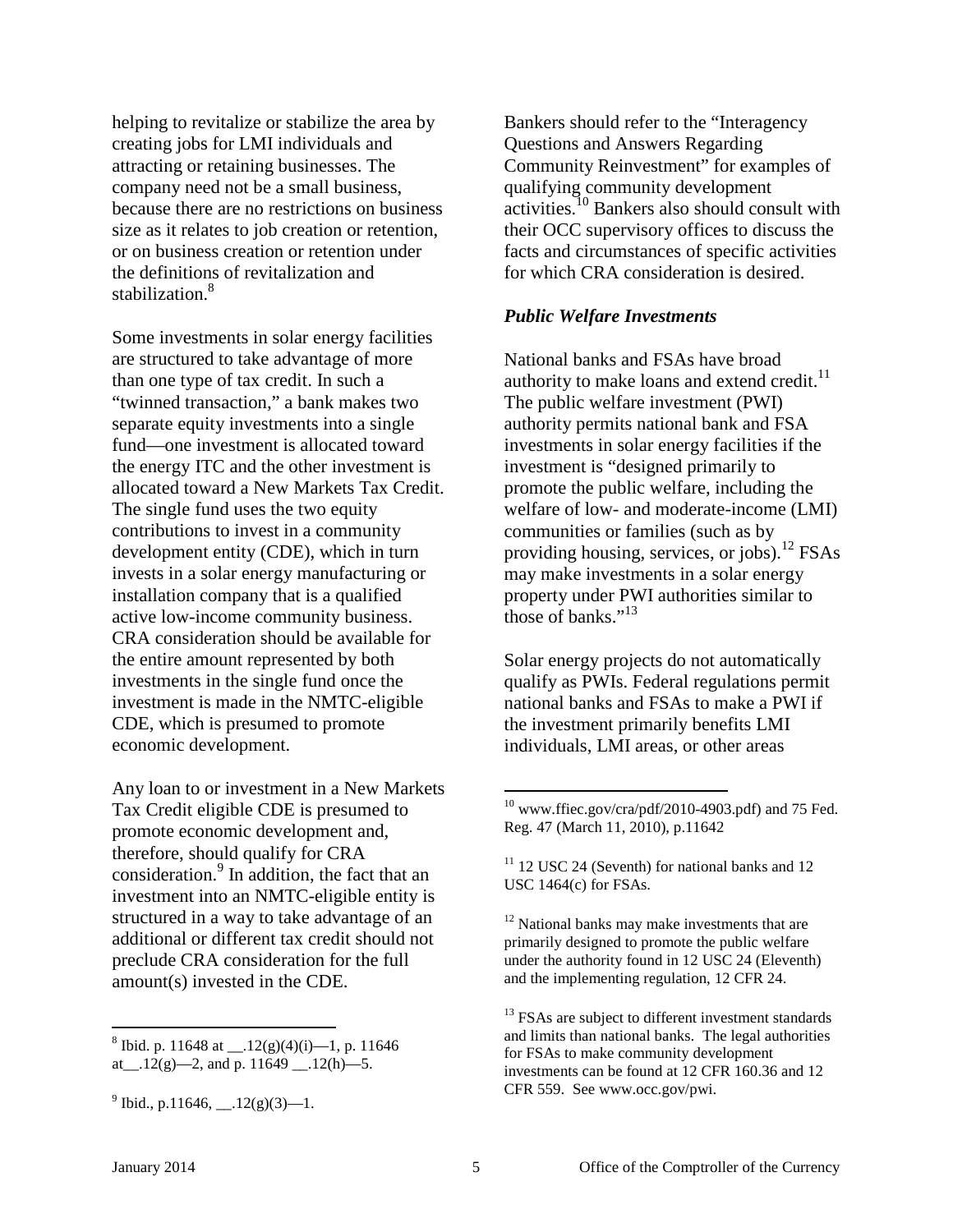helping to revitalize or stabilize the area by creating jobs for LMI individuals and attracting or retaining businesses. The company need not be a small business, because there are no restrictions on business size as it relates to job creation or retention, or on business creation or retention under the definitions of revitalization and stabilization.[8]

Some investments in solar energy facilities are structured to take advantage of more than one type of tax credit. In such a "twinned transaction," a bank makes two separate equity investments into a single fund—one investment is allocated toward the energy ITC and the other investment is allocated toward a New Markets Tax Credit. The single fund uses the two equity contributions to invest in a community development entity (CDE), which in turn invests in a solar energy manufacturing or installation company that is a qualified active low-income community business. CRA consideration should be available for the entire amount represented by both investments in the single fund once the investment is made in the NMTC-eligible CDE, which is presumed to promote economic development.

Any loan to or investment in a New Markets Tax Credit eligible CDE is presumed to promote economic development and, therefore, should qualify for CRA consideration.[9] In addition, the fact that an investment into an NMTC-eligible entity is structured in a way to take advantage of an additional or different tax credit should not preclude CRA consideration for the full amount(s) invested in the CDE.

Bankers should refer to the "Interagency Questions and Answers Regarding Community Reinvestment" for examples of qualifying community development activities.[10] Bankers also should consult with their OCC supervisory offices to discuss the facts and circumstances of specific activities for which CRA consideration is desired.

### *Public Welfare Investments*

National banks and FSAs have broad authority to make loans and extend credit.[11] The public welfare investment (PWI) authority permits national bank and FSA investments in solar energy facilities if the investment is "designed primarily to promote the public welfare, including the welfare of low- and moderate-income (LMI) communities or families (such as by providing housing, services, or jobs).[12] FSAs may make investments in a solar energy property under PWI authorities similar to those of banks."[13]

Solar energy projects do not automatically qualify as PWIs. Federal regulations permit national banks and FSAs to make a PWI if the investment primarily benefits LMI individuals, LMI areas, or other areas

---

[8] Ibid. p. 11648 at __.12(g)(4)(i)—1, p. 11646 at__.12(g)—2, and p. 11649 __.12(h)—5.

[9] Ibid., p.11646, __.12(g)(3)—1.

[10] www.ffiec.gov/cra/pdf/2010-4903.pdf) and 75 Fed. Reg. 47 (March 11, 2010), p.11642

[11] 12 USC 24 (Seventh) for national banks and 12 USC 1464(c) for FSAs.

[12] National banks may make investments that are primarily designed to promote the public welfare under the authority found in 12 USC 24 (Eleventh) and the implementing regulation, 12 CFR 24.

[13] FSAs are subject to different investment standards and limits than national banks. The legal authorities for FSAs to make community development investments can be found at 12 CFR 160.36 and 12 CFR 559. See www.occ.gov/pwi.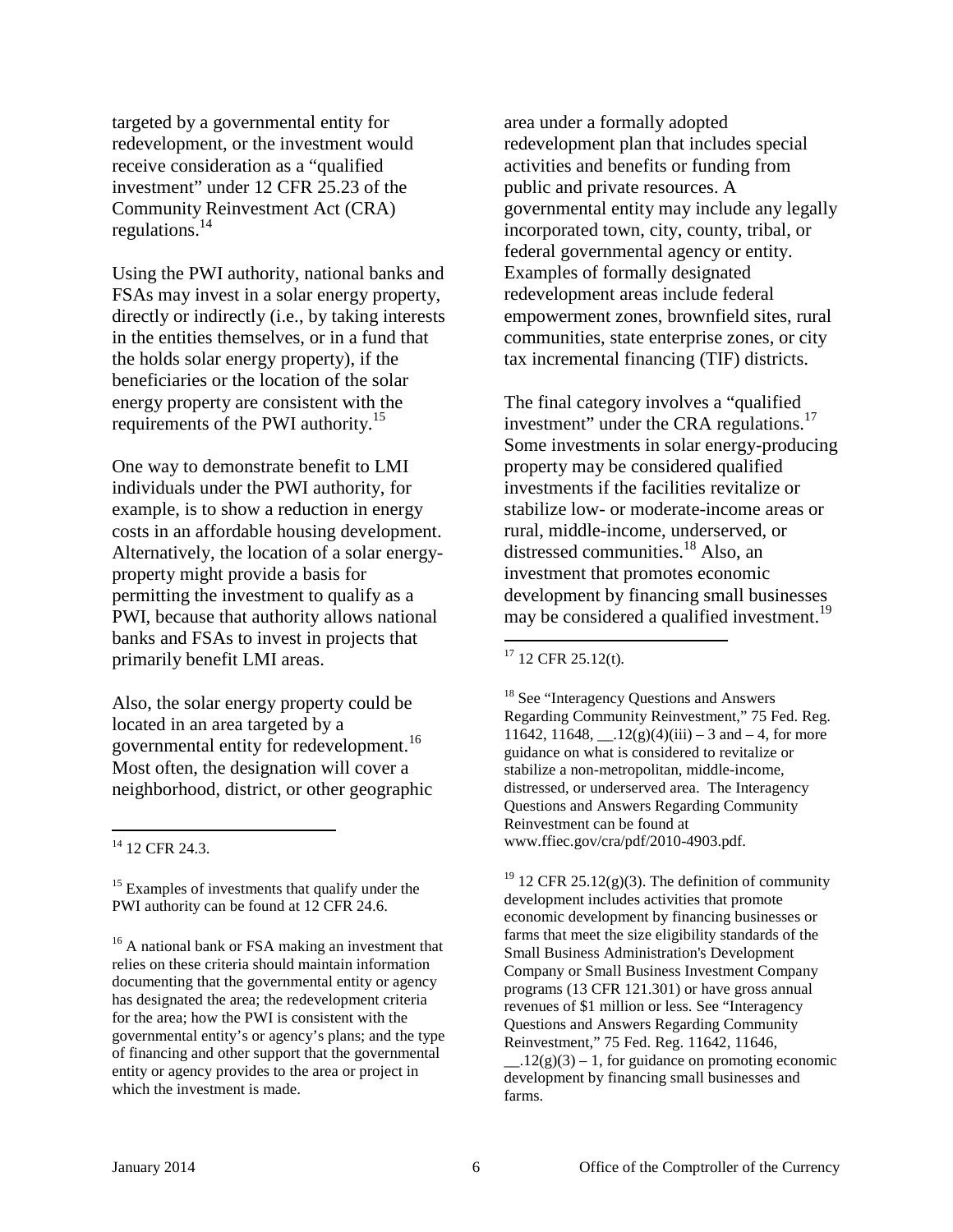targeted by a governmental entity for redevelopment, or the investment would receive consideration as a "qualified investment" under 12 CFR 25.23 of the Community Reinvestment Act (CRA) regulations.[14]

Using the PWI authority, national banks and FSAs may invest in a solar energy property, directly or indirectly (i.e., by taking interests in the entities themselves, or in a fund that the holds solar energy property), if the beneficiaries or the location of the solar energy property are consistent with the requirements of the PWI authority.[15]

One way to demonstrate benefit to LMI individuals under the PWI authority, for example, is to show a reduction in energy costs in an affordable housing development. Alternatively, the location of a solar energy-property might provide a basis for permitting the investment to qualify as a PWI, because that authority allows national banks and FSAs to invest in projects that primarily benefit LMI areas.

Also, the solar energy property could be located in an area targeted by a governmental entity for redevelopment.[16] Most often, the designation will cover a neighborhood, district, or other geographic area under a formally adopted redevelopment plan that includes special activities and benefits or funding from public and private resources. A governmental entity may include any legally incorporated town, city, county, tribal, or federal governmental agency or entity. Examples of formally designated redevelopment areas include federal empowerment zones, brownfield sites, rural communities, state enterprise zones, or city tax incremental financing (TIF) districts.

The final category involves a "qualified investment" under the CRA regulations.[17] Some investments in solar energy-producing property may be considered qualified investments if the facilities revitalize or stabilize low- or moderate-income areas or rural, middle-income, underserved, or distressed communities.[18] Also, an investment that promotes economic development by financing small businesses may be considered a qualified investment.[19]

---

[14] 12 CFR 24.3.

[15] Examples of investments that qualify under the PWI authority can be found at 12 CFR 24.6.

[16] A national bank or FSA making an investment that relies on these criteria should maintain information documenting that the governmental entity or agency has designated the area; the redevelopment criteria for the area; how the PWI is consistent with the governmental entity's or agency's plans; and the type of financing and other support that the governmental entity or agency provides to the area or project in which the investment is made.

[17] 12 CFR 25.12(t).

[18] See "Interagency Questions and Answers Regarding Community Reinvestment," 75 Fed. Reg. 11642, 11648, __.12(g)(4)(iii) – 3 and – 4, for more guidance on what is considered to revitalize or stabilize a non-metropolitan, middle-income, distressed, or underserved area. The Interagency Questions and Answers Regarding Community Reinvestment can be found at www.ffiec.gov/cra/pdf/2010-4903.pdf.

[19] 12 CFR 25.12(g)(3). The definition of community development includes activities that promote economic development by financing businesses or farms that meet the size eligibility standards of the Small Business Administration's Development Company or Small Business Investment Company programs (13 CFR 121.301) or have gross annual revenues of $1 million or less. See "Interagency Questions and Answers Regarding Community Reinvestment," 75 Fed. Reg. 11642, 11646, __.12(g)(3) – 1, for guidance on promoting economic development by financing small businesses and farms.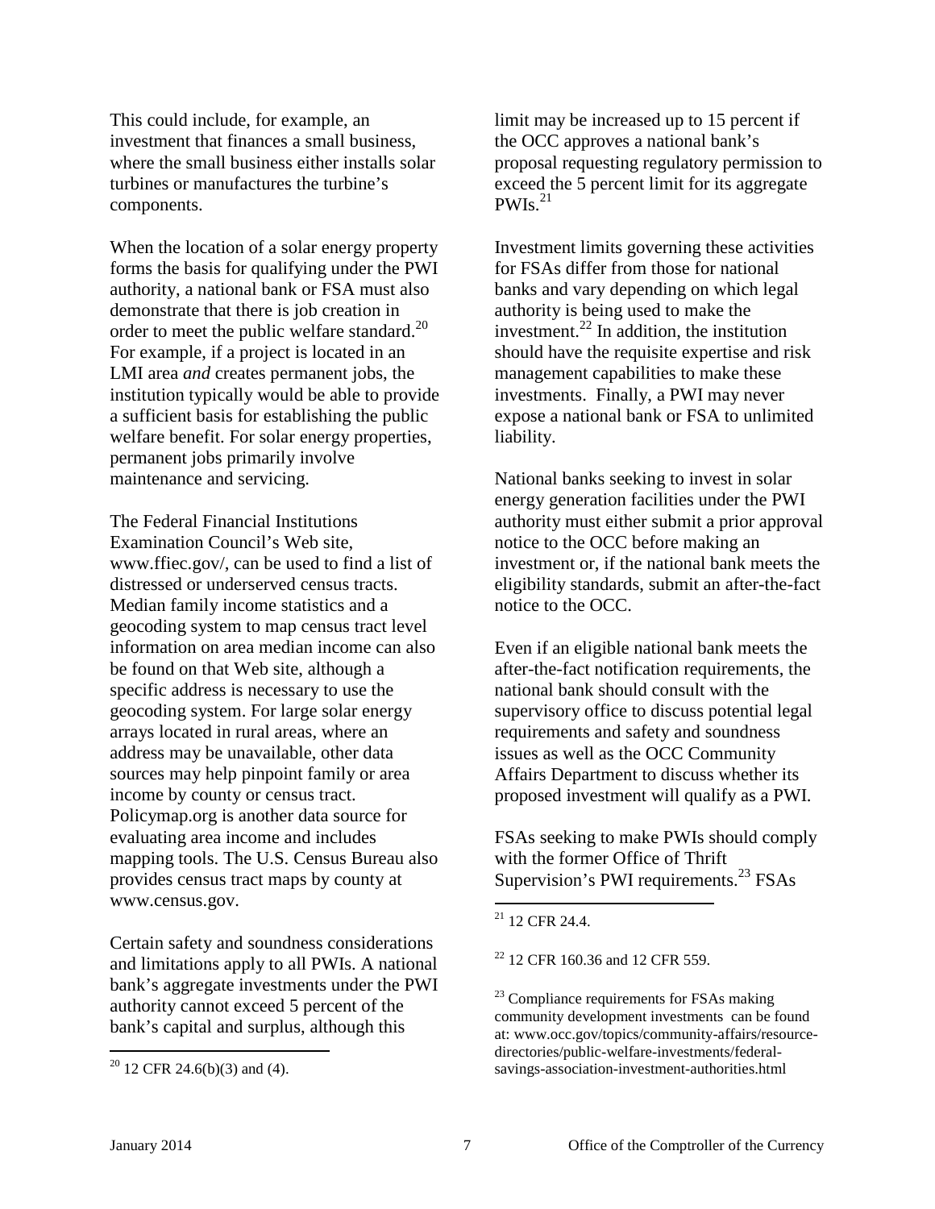This could include, for example, an investment that finances a small business, where the small business either installs solar turbines or manufactures the turbine's components.

When the location of a solar energy property forms the basis for qualifying under the PWI authority, a national bank or FSA must also demonstrate that there is job creation in order to meet the public welfare standard.[20] For example, if a project is located in an LMI area *and* creates permanent jobs, the institution typically would be able to provide a sufficient basis for establishing the public welfare benefit. For solar energy properties, permanent jobs primarily involve maintenance and servicing.

The Federal Financial Institutions Examination Council's Web site, www.ffiec.gov/, can be used to find a list of distressed or underserved census tracts. Median family income statistics and a geocoding system to map census tract level information on area median income can also be found on that Web site, although a specific address is necessary to use the geocoding system. For large solar energy arrays located in rural areas, where an address may be unavailable, other data sources may help pinpoint family or area income by county or census tract. Policymap.org is another data source for evaluating area income and includes mapping tools. The U.S. Census Bureau also provides census tract maps by county at www.census.gov.

Certain safety and soundness considerations and limitations apply to all PWIs. A national bank's aggregate investments under the PWI authority cannot exceed 5 percent of the bank's capital and surplus, although this limit may be increased up to 15 percent if the OCC approves a national bank's proposal requesting regulatory permission to exceed the 5 percent limit for its aggregate PWIs.[21]

Investment limits governing these activities for FSAs differ from those for national banks and vary depending on which legal authority is being used to make the investment.[22] In addition, the institution should have the requisite expertise and risk management capabilities to make these investments. Finally, a PWI may never expose a national bank or FSA to unlimited liability.

National banks seeking to invest in solar energy generation facilities under the PWI authority must either submit a prior approval notice to the OCC before making an investment or, if the national bank meets the eligibility standards, submit an after-the-fact notice to the OCC.

Even if an eligible national bank meets the after-the-fact notification requirements, the national bank should consult with the supervisory office to discuss potential legal requirements and safety and soundness issues as well as the OCC Community Affairs Department to discuss whether its proposed investment will qualify as a PWI.

FSAs seeking to make PWIs should comply with the former Office of Thrift Supervision's PWI requirements.[23] FSAs

---

[20] 12 CFR 24.6(b)(3) and (4).

[21] 12 CFR 24.4.

[22] 12 CFR 160.36 and 12 CFR 559.

[23] Compliance requirements for FSAs making community development investments can be found at: www.occ.gov/topics/community-affairs/resource-directories/public-welfare-investments/federal-savings-association-investment-authorities.html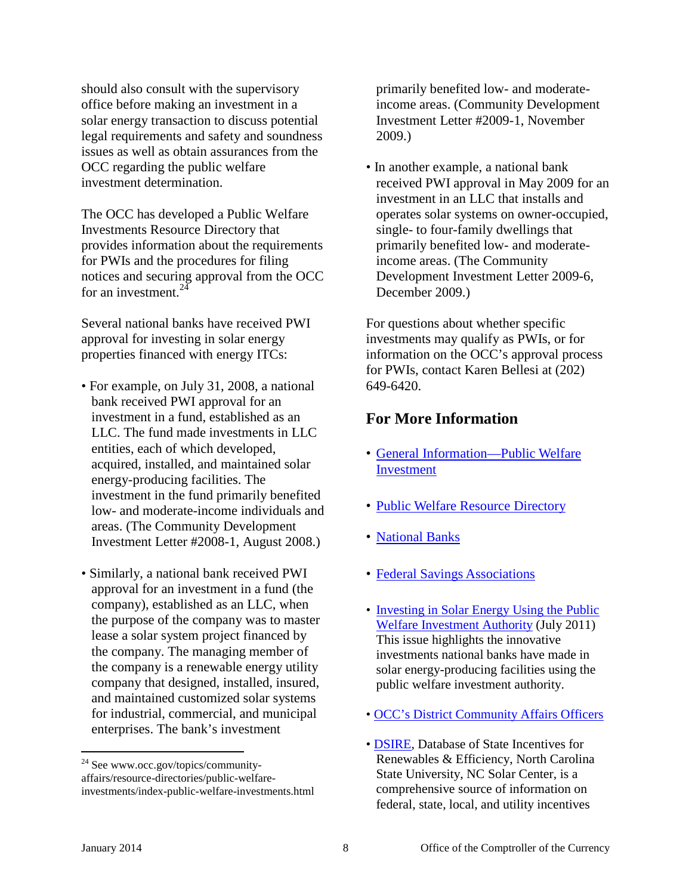should also consult with the supervisory office before making an investment in a solar energy transaction to discuss potential legal requirements and safety and soundness issues as well as obtain assurances from the OCC regarding the public welfare investment determination.

The OCC has developed a Public Welfare Investments Resource Directory that provides information about the requirements for PWIs and the procedures for filing notices and securing approval from the OCC for an investment.[24]

Several national banks have received PWI approval for investing in solar energy properties financed with energy ITCs:

- For example, on July 31, 2008, a national bank received PWI approval for an investment in a fund, established as an LLC. The fund made investments in LLC entities, each of which developed, acquired, installed, and maintained solar energy-producing facilities. The investment in the fund primarily benefited low- and moderate-income individuals and areas. (The Community Development Investment Letter #2008-1, August 2008.)
- Similarly, a national bank received PWI approval for an investment in a fund (the company), established as an LLC, when the purpose of the company was to master lease a solar system project financed by the company. The managing member of the company is a renewable energy utility company that designed, installed, insured, and maintained customized solar systems for industrial, commercial, and municipal enterprises. The bank's investment primarily benefited low- and moderate-income areas. (Community Development Investment Letter #2009-1, November 2009.)
- In another example, a national bank received PWI approval in May 2009 for an investment in an LLC that installs and operates solar systems on owner-occupied, single- to four-family dwellings that primarily benefited low- and moderate-income areas. (The Community Development Investment Letter 2009-6, December 2009.)

For questions about whether specific investments may qualify as PWIs, or for information on the OCC's approval process for PWIs, contact Karen Bellesi at (202) 649-6420.

## For More Information

- General Information—Public Welfare Investment
- Public Welfare Resource Directory
- National Banks
- Federal Savings Associations
- Investing in Solar Energy Using the Public Welfare Investment Authority (July 2011) This issue highlights the innovative investments national banks have made in solar energy-producing facilities using the public welfare investment authority.
- OCC's District Community Affairs Officers
- DSIRE, Database of State Incentives for Renewables & Efficiency, North Carolina State University, NC Solar Center, is a comprehensive source of information on federal, state, local, and utility incentives

[24] See www.occ.gov/topics/community-affairs/resource-directories/public-welfare-investments/index-public-welfare-investments.html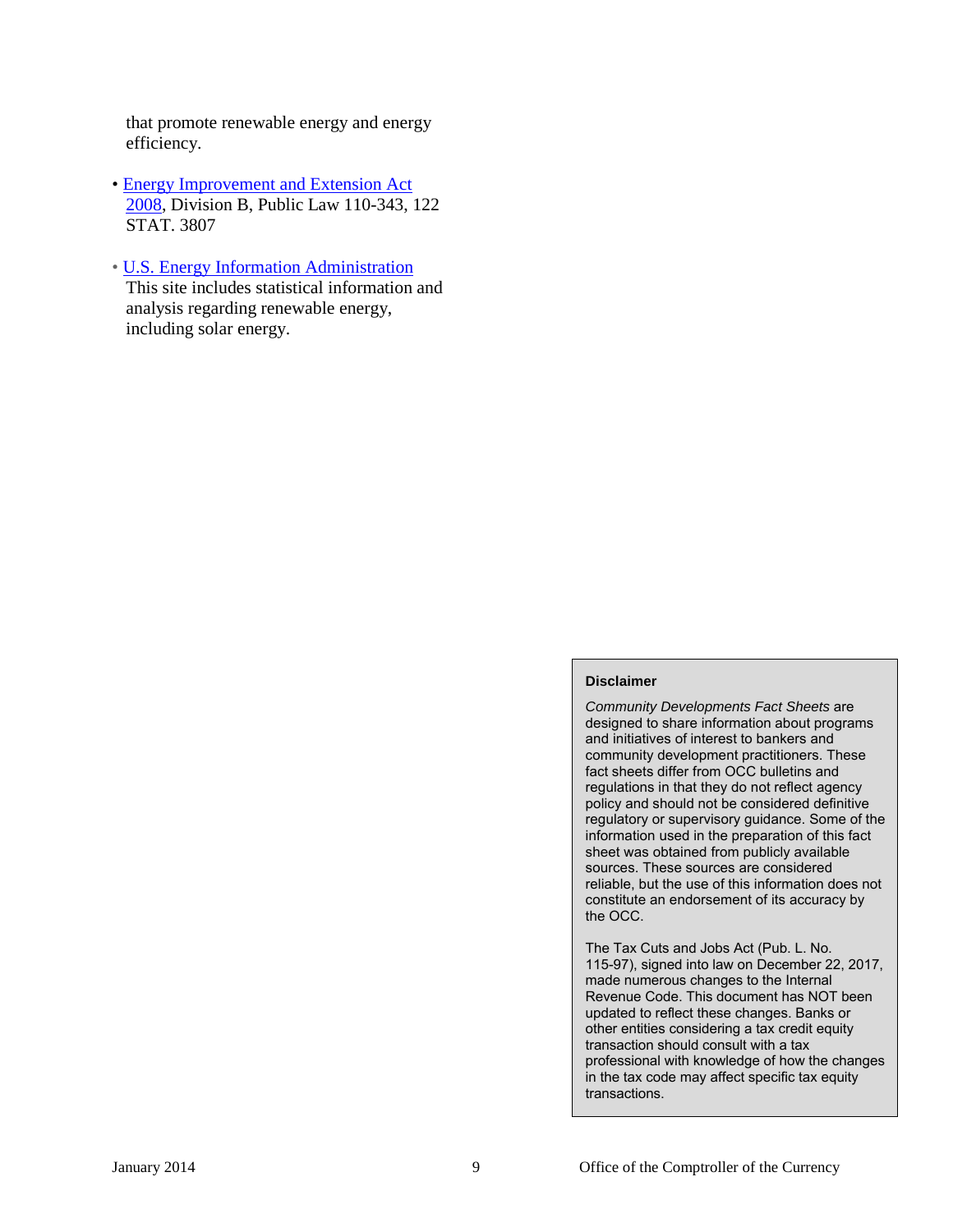that promote renewable energy and energy efficiency.

- Energy Improvement and Extension Act 2008, Division B, Public Law 110-343, 122 STAT. 3807

- U.S. Energy Information Administration
  This site includes statistical information and analysis regarding renewable energy, including solar energy.

**Disclaimer**

*Community Developments Fact Sheets* are designed to share information about programs and initiatives of interest to bankers and community development practitioners. These fact sheets differ from OCC bulletins and regulations in that they do not reflect agency policy and should not be considered definitive regulatory or supervisory guidance. Some of the information used in the preparation of this fact sheet was obtained from publicly available sources. These sources are considered reliable, but the use of this information does not constitute an endorsement of its accuracy by the OCC.

The Tax Cuts and Jobs Act (Pub. L. No. 115-97), signed into law on December 22, 2017, made numerous changes to the Internal Revenue Code. This document has NOT been updated to reflect these changes. Banks or other entities considering a tax credit equity transaction should consult with a tax professional with knowledge of how the changes in the tax code may affect specific tax equity transactions.